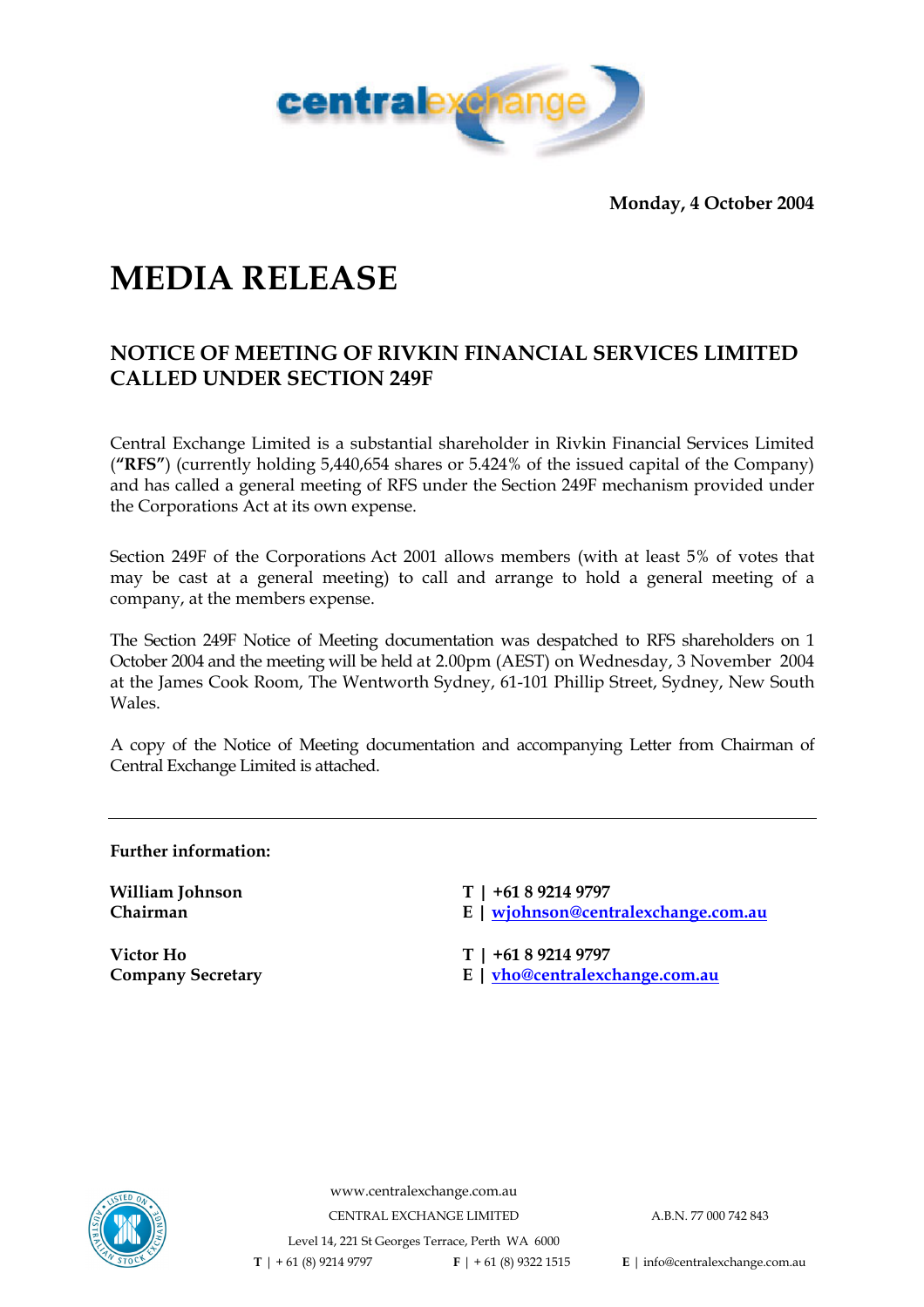Monday, 4 October 2004

# MEDIA RELEASE

## NOTICE OF MEETING OF RIVKIN FINANCIAL SERVICES LIMITED CALLED UNDER SECTION 249F

Central Exchange Limited is a substantial shareholder in Rivkin Financial Services Limited (**"RFS"**) (currently holding 5,440,654 shares or 5.424% of the issued capital of the Company) and has called a general meeting of RFS under the Section 249F mechanism provided under the Corporations Act at its own expense.

Section 249F of the Corporations Act 2001 allows members (with at least 5% of votes that may be cast at a general meeting) to call and arrange to hold a general meeting of a company, at the members expense.

The Section 249F Notice of Meeting documentation was despatched to RFS shareholders on 1 October 2004 and the meeting will be held at 2.00pm (AEST) on Wednesday, 3 November 2004 at the James Cook Room, The Wentworth Sydney, 61-101 Phillip Street, Sydney, New South Wales.

A copy of the Notice of Meeting documentation and accompanying Letter from Chairman of Central Exchange Limited is attached.

---

**Further information:**

| | |
|---|---|
| **William Johnson**<br>**Chairman** | **T \| +61 8 9214 9797**<br>**E \| wjohnson@centralexchange.com.au** |
| **Victor Ho**<br>**Company Secretary** | **T \| +61 8 9214 9797**<br>**E \| vho@centralexchange.com.au** |

www.centralexchange.com.au

CENTRAL EXCHANGE LIMITED A.B.N. 77 000 742 843

Level 14, 221 St Georges Terrace, Perth WA 6000

**T** | + 61 (8) 9214 9797 **F** | + 61 (8) 9322 1515 **E** | info@centralexchange.com.au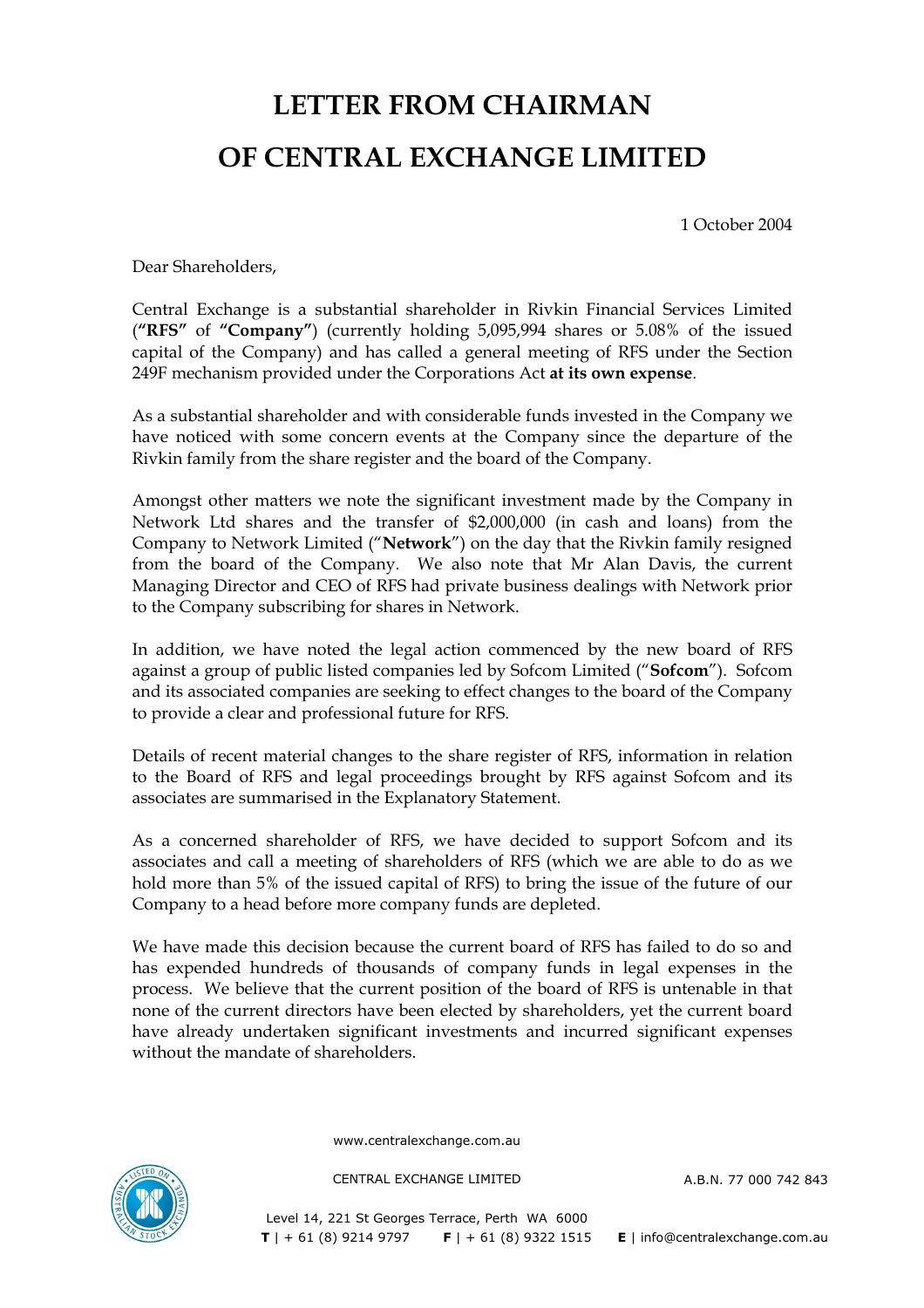# LETTER FROM CHAIRMAN OF CENTRAL EXCHANGE LIMITED

1 October 2004

Dear Shareholders,

Central Exchange is a substantial shareholder in Rivkin Financial Services Limited (**"RFS"** of **"Company"**) (currently holding 5,095,994 shares or 5.08% of the issued capital of the Company) and has called a general meeting of RFS under the Section 249F mechanism provided under the Corporations Act **at its own expense**.

As a substantial shareholder and with considerable funds invested in the Company we have noticed with some concern events at the Company since the departure of the Rivkin family from the share register and the board of the Company.

Amongst other matters we note the significant investment made by the Company in Network Ltd shares and the transfer of $2,000,000 (in cash and loans) from the Company to Network Limited ("**Network**") on the day that the Rivkin family resigned from the board of the Company. We also note that Mr Alan Davis, the current Managing Director and CEO of RFS had private business dealings with Network prior to the Company subscribing for shares in Network.

In addition, we have noted the legal action commenced by the new board of RFS against a group of public listed companies led by Sofcom Limited ("**Sofcom**"). Sofcom and its associated companies are seeking to effect changes to the board of the Company to provide a clear and professional future for RFS.

Details of recent material changes to the share register of RFS, information in relation to the Board of RFS and legal proceedings brought by RFS against Sofcom and its associates are summarised in the Explanatory Statement.

As a concerned shareholder of RFS, we have decided to support Sofcom and its associates and call a meeting of shareholders of RFS (which we are able to do as we hold more than 5% of the issued capital of RFS) to bring the issue of the future of our Company to a head before more company funds are depleted.

We have made this decision because the current board of RFS has failed to do so and has expended hundreds of thousands of company funds in legal expenses in the process. We believe that the current position of the board of RFS is untenable in that none of the current directors have been elected by shareholders, yet the current board have already undertaken significant investments and incurred significant expenses without the mandate of shareholders.

www.centralexchange.com.au

CENTRAL EXCHANGE LIMITED A.B.N. 77 000 742 843

Level 14, 221 St Georges Terrace, Perth WA 6000
**T** | + 61 (8) 9214 9797 **F** | + 61 (8) 9322 1515 **E** | info@centralexchange.com.au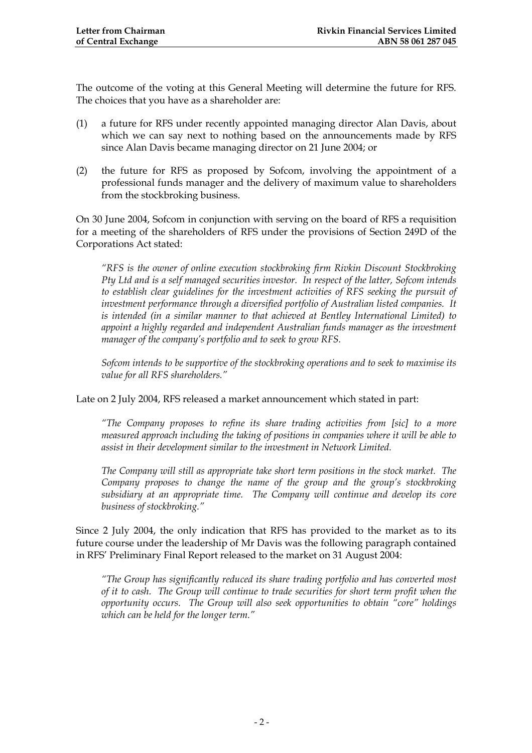The outcome of the voting at this General Meeting will determine the future for RFS. The choices that you have as a shareholder are:

(1) a future for RFS under recently appointed managing director Alan Davis, about which we can say next to nothing based on the announcements made by RFS since Alan Davis became managing director on 21 June 2004; or

(2) the future for RFS as proposed by Sofcom, involving the appointment of a professional funds manager and the delivery of maximum value to shareholders from the stockbroking business.

On 30 June 2004, Sofcom in conjunction with serving on the board of RFS a requisition for a meeting of the shareholders of RFS under the provisions of Section 249D of the Corporations Act stated:

> *"RFS is the owner of online execution stockbroking firm Rivkin Discount Stockbroking Pty Ltd and is a self managed securities investor. In respect of the latter, Sofcom intends to establish clear guidelines for the investment activities of RFS seeking the pursuit of investment performance through a diversified portfolio of Australian listed companies. It is intended (in a similar manner to that achieved at Bentley International Limited) to appoint a highly regarded and independent Australian funds manager as the investment manager of the company's portfolio and to seek to grow RFS.*
>
> *Sofcom intends to be supportive of the stockbroking operations and to seek to maximise its value for all RFS shareholders."*

Late on 2 July 2004, RFS released a market announcement which stated in part:

> *"The Company proposes to refine its share trading activities from [sic] to a more measured approach including the taking of positions in companies where it will be able to assist in their development similar to the investment in Network Limited.*
>
> *The Company will still as appropriate take short term positions in the stock market. The Company proposes to change the name of the group and the group's stockbroking subsidiary at an appropriate time. The Company will continue and develop its core business of stockbroking."*

Since 2 July 2004, the only indication that RFS has provided to the market as to its future course under the leadership of Mr Davis was the following paragraph contained in RFS' Preliminary Final Report released to the market on 31 August 2004:

> *"The Group has significantly reduced its share trading portfolio and has converted most of it to cash. The Group will continue to trade securities for short term profit when the opportunity occurs. The Group will also seek opportunities to obtain "core" holdings which can be held for the longer term."*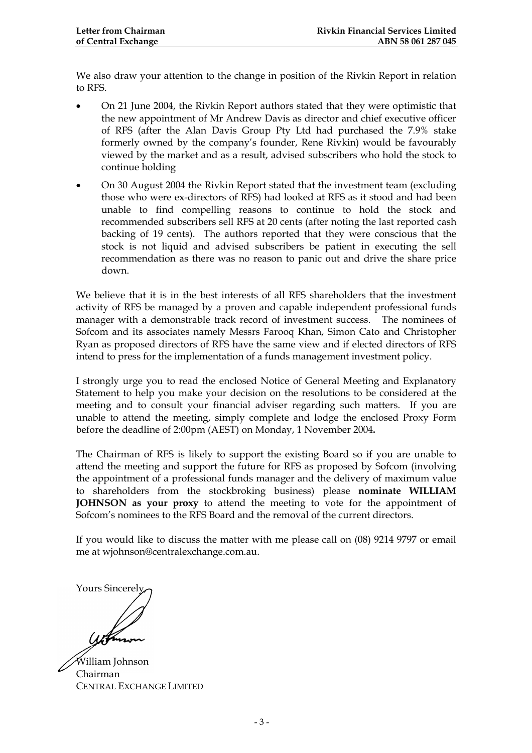We also draw your attention to the change in position of the Rivkin Report in relation to RFS.

- On 21 June 2004, the Rivkin Report authors stated that they were optimistic that the new appointment of Mr Andrew Davis as director and chief executive officer of RFS (after the Alan Davis Group Pty Ltd had purchased the 7.9% stake formerly owned by the company's founder, Rene Rivkin) would be favourably viewed by the market and as a result, advised subscribers who hold the stock to continue holding
- On 30 August 2004 the Rivkin Report stated that the investment team (excluding those who were ex-directors of RFS) had looked at RFS as it stood and had been unable to find compelling reasons to continue to hold the stock and recommended subscribers sell RFS at 20 cents (after noting the last reported cash backing of 19 cents). The authors reported that they were conscious that the stock is not liquid and advised subscribers be patient in executing the sell recommendation as there was no reason to panic out and drive the share price down.

We believe that it is in the best interests of all RFS shareholders that the investment activity of RFS be managed by a proven and capable independent professional funds manager with a demonstrable track record of investment success. The nominees of Sofcom and its associates namely Messrs Farooq Khan, Simon Cato and Christopher Ryan as proposed directors of RFS have the same view and if elected directors of RFS intend to press for the implementation of a funds management investment policy.

I strongly urge you to read the enclosed Notice of General Meeting and Explanatory Statement to help you make your decision on the resolutions to be considered at the meeting and to consult your financial adviser regarding such matters. If you are unable to attend the meeting, simply complete and lodge the enclosed Proxy Form before the deadline of 2:00pm (AEST) on Monday, 1 November 2004**.**

The Chairman of RFS is likely to support the existing Board so if you are unable to attend the meeting and support the future for RFS as proposed by Sofcom (involving the appointment of a professional funds manager and the delivery of maximum value to shareholders from the stockbroking business) please **nominate WILLIAM JOHNSON as your proxy** to attend the meeting to vote for the appointment of Sofcom's nominees to the RFS Board and the removal of the current directors.

If you would like to discuss the matter with me please call on (08) 9214 9797 or email me at wjohnson@centralexchange.com.au.

Yours Sincerely

William Johnson
Chairman
CENTRAL EXCHANGE LIMITED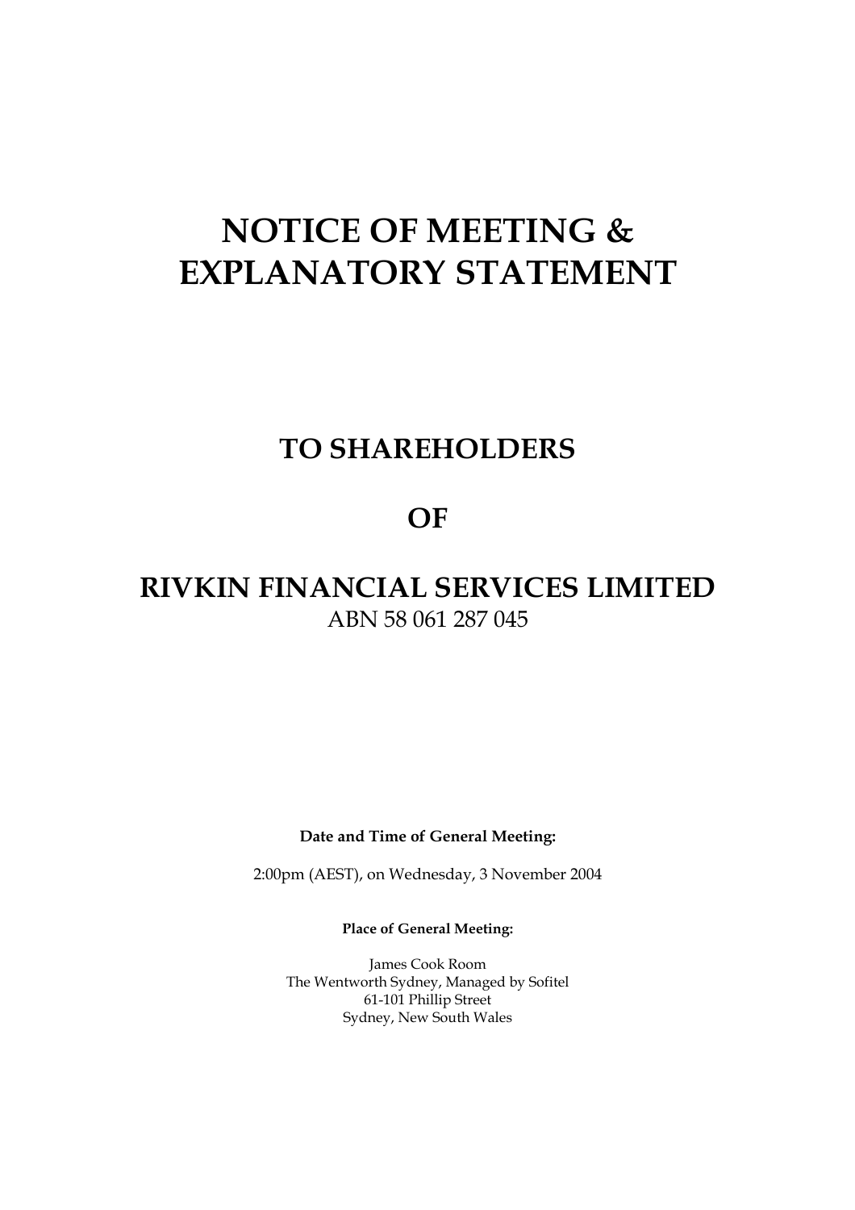# NOTICE OF MEETING & EXPLANATORY STATEMENT

## TO SHAREHOLDERS

## OF

## RIVKIN FINANCIAL SERVICES LIMITED

ABN 58 061 287 045

**Date and Time of General Meeting:**

2:00pm (AEST), on Wednesday, 3 November 2004

**Place of General Meeting:**

James Cook Room
The Wentworth Sydney, Managed by Sofitel
61-101 Phillip Street
Sydney, New South Wales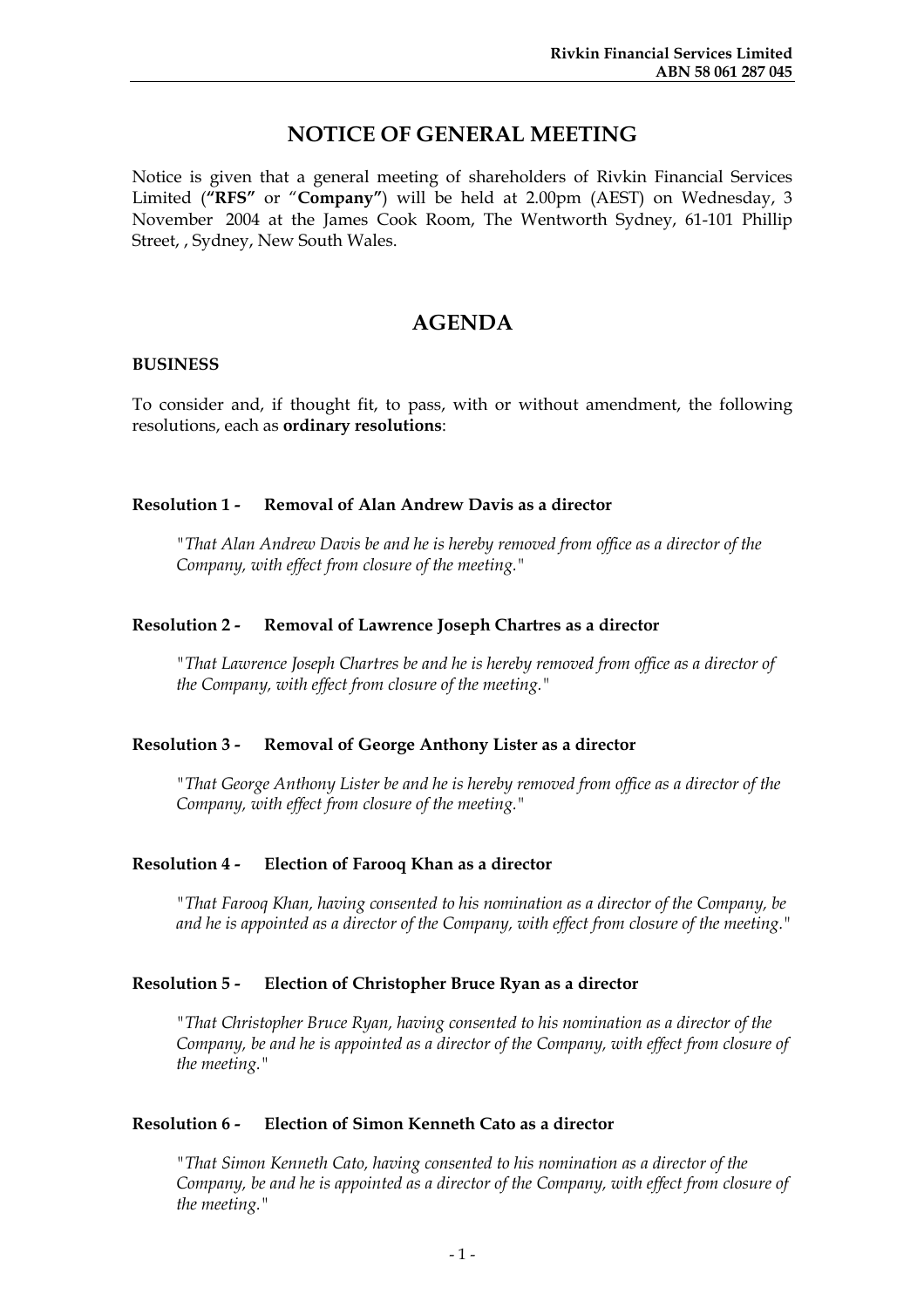# NOTICE OF GENERAL MEETING

Notice is given that a general meeting of shareholders of Rivkin Financial Services Limited (**"RFS"** or "**Company"**) will be held at 2.00pm (AEST) on Wednesday, 3 November 2004 at the James Cook Room, The Wentworth Sydney, 61-101 Phillip Street, , Sydney, New South Wales.

# AGENDA

### BUSINESS

To consider and, if thought fit, to pass, with or without amendment, the following resolutions, each as **ordinary resolutions**:

#### Resolution 1 - Removal of Alan Andrew Davis as a director

*"That Alan Andrew Davis be and he is hereby removed from office as a director of the Company, with effect from closure of the meeting."*

#### Resolution 2 - Removal of Lawrence Joseph Chartres as a director

*"That Lawrence Joseph Chartres be and he is hereby removed from office as a director of the Company, with effect from closure of the meeting."*

#### Resolution 3 - Removal of George Anthony Lister as a director

*"That George Anthony Lister be and he is hereby removed from office as a director of the Company, with effect from closure of the meeting."*

#### Resolution 4 - Election of Farooq Khan as a director

*"That Farooq Khan, having consented to his nomination as a director of the Company, be and he is appointed as a director of the Company, with effect from closure of the meeting."*

#### Resolution 5 - Election of Christopher Bruce Ryan as a director

*"That Christopher Bruce Ryan, having consented to his nomination as a director of the Company, be and he is appointed as a director of the Company, with effect from closure of the meeting."*

#### Resolution 6 - Election of Simon Kenneth Cato as a director

*"That Simon Kenneth Cato, having consented to his nomination as a director of the Company, be and he is appointed as a director of the Company, with effect from closure of the meeting."*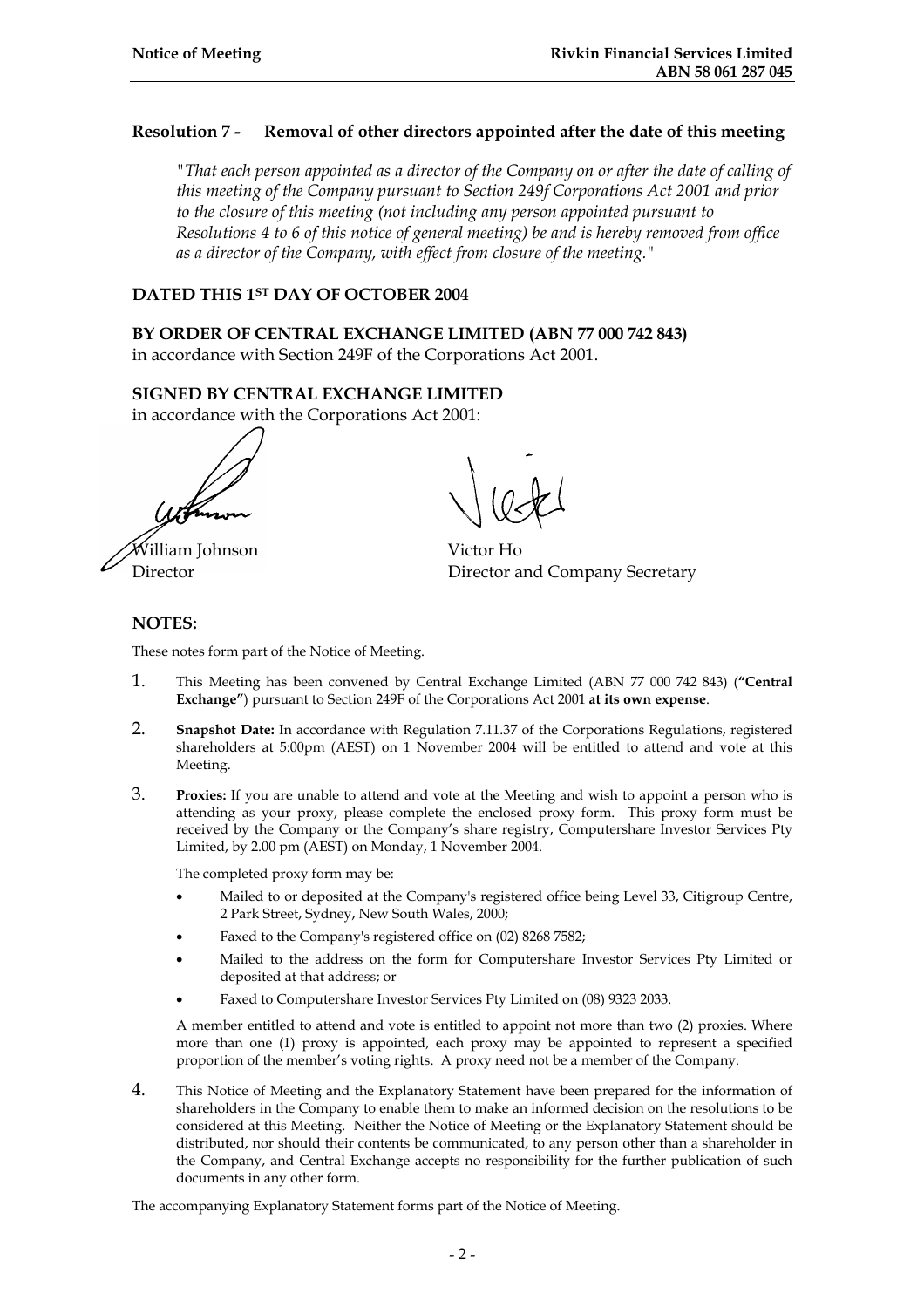### Resolution 7 - Removal of other directors appointed after the date of this meeting

*"That each person appointed as a director of the Company on or after the date of calling of this meeting of the Company pursuant to Section 249f Corporations Act 2001 and prior to the closure of this meeting (not including any person appointed pursuant to Resolutions 4 to 6 of this notice of general meeting) be and is hereby removed from office as a director of the Company, with effect from closure of the meeting."*

**DATED THIS 1ST DAY OF OCTOBER 2004**

**BY ORDER OF CENTRAL EXCHANGE LIMITED (ABN 77 000 742 843)**
in accordance with Section 249F of the Corporations Act 2001.

**SIGNED BY CENTRAL EXCHANGE LIMITED**
in accordance with the Corporations Act 2001:

William Johnson
Director

Victor Ho
Director and Company Secretary

## NOTES:

These notes form part of the Notice of Meeting.

1. This Meeting has been convened by Central Exchange Limited (ABN 77 000 742 843) (**"Central Exchange"**) pursuant to Section 249F of the Corporations Act 2001 **at its own expense**.

2. **Snapshot Date:** In accordance with Regulation 7.11.37 of the Corporations Regulations, registered shareholders at 5:00pm (AEST) on 1 November 2004 will be entitled to attend and vote at this Meeting.

3. **Proxies:** If you are unable to attend and vote at the Meeting and wish to appoint a person who is attending as your proxy, please complete the enclosed proxy form. This proxy form must be received by the Company or the Company's share registry, Computershare Investor Services Pty Limited, by 2.00 pm (AEST) on Monday, 1 November 2004.

   The completed proxy form may be:

   - Mailed to or deposited at the Company's registered office being Level 33, Citigroup Centre, 2 Park Street, Sydney, New South Wales, 2000;
   - Faxed to the Company's registered office on (02) 8268 7582;
   - Mailed to the address on the form for Computershare Investor Services Pty Limited or deposited at that address; or
   - Faxed to Computershare Investor Services Pty Limited on (08) 9323 2033.

   A member entitled to attend and vote is entitled to appoint not more than two (2) proxies. Where more than one (1) proxy is appointed, each proxy may be appointed to represent a specified proportion of the member's voting rights. A proxy need not be a member of the Company.

4. This Notice of Meeting and the Explanatory Statement have been prepared for the information of shareholders in the Company to enable them to make an informed decision on the resolutions to be considered at this Meeting. Neither the Notice of Meeting or the Explanatory Statement should be distributed, nor should their contents be communicated, to any person other than a shareholder in the Company, and Central Exchange accepts no responsibility for the further publication of such documents in any other form.

The accompanying Explanatory Statement forms part of the Notice of Meeting.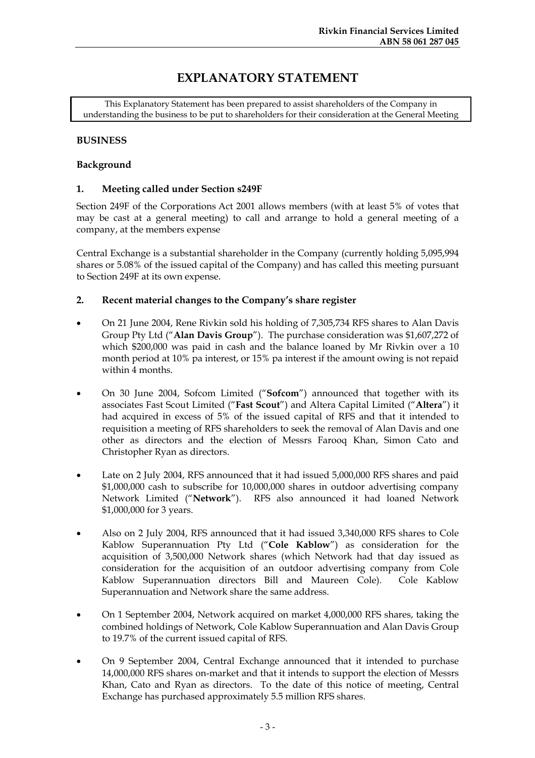# EXPLANATORY STATEMENT

This Explanatory Statement has been prepared to assist shareholders of the Company in understanding the business to be put to shareholders for their consideration at the General Meeting

**BUSINESS**

**Background**

## 1. Meeting called under Section s249F

Section 249F of the Corporations Act 2001 allows members (with at least 5% of votes that may be cast at a general meeting) to call and arrange to hold a general meeting of a company, at the members expense

Central Exchange is a substantial shareholder in the Company (currently holding 5,095,994 shares or 5.08% of the issued capital of the Company) and has called this meeting pursuant to Section 249F at its own expense.

## 2. Recent material changes to the Company's share register

- On 21 June 2004, Rene Rivkin sold his holding of 7,305,734 RFS shares to Alan Davis Group Pty Ltd ("**Alan Davis Group**"). The purchase consideration was $1,607,272 of which $200,000 was paid in cash and the balance loaned by Mr Rivkin over a 10 month period at 10% pa interest, or 15% pa interest if the amount owing is not repaid within 4 months.
- On 30 June 2004, Sofcom Limited ("**Sofcom**") announced that together with its associates Fast Scout Limited ("**Fast Scout**") and Altera Capital Limited ("**Altera**") it had acquired in excess of 5% of the issued capital of RFS and that it intended to requisition a meeting of RFS shareholders to seek the removal of Alan Davis and one other as directors and the election of Messrs Farooq Khan, Simon Cato and Christopher Ryan as directors.
- Late on 2 July 2004, RFS announced that it had issued 5,000,000 RFS shares and paid $1,000,000 cash to subscribe for 10,000,000 shares in outdoor advertising company Network Limited ("**Network**"). RFS also announced it had loaned Network $1,000,000 for 3 years.
- Also on 2 July 2004, RFS announced that it had issued 3,340,000 RFS shares to Cole Kablow Superannuation Pty Ltd ("**Cole Kablow**") as consideration for the acquisition of 3,500,000 Network shares (which Network had that day issued as consideration for the acquisition of an outdoor advertising company from Cole Kablow Superannuation directors Bill and Maureen Cole). Cole Kablow Superannuation and Network share the same address.
- On 1 September 2004, Network acquired on market 4,000,000 RFS shares, taking the combined holdings of Network, Cole Kablow Superannuation and Alan Davis Group to 19.7% of the current issued capital of RFS.
- On 9 September 2004, Central Exchange announced that it intended to purchase 14,000,000 RFS shares on-market and that it intends to support the election of Messrs Khan, Cato and Ryan as directors. To the date of this notice of meeting, Central Exchange has purchased approximately 5.5 million RFS shares.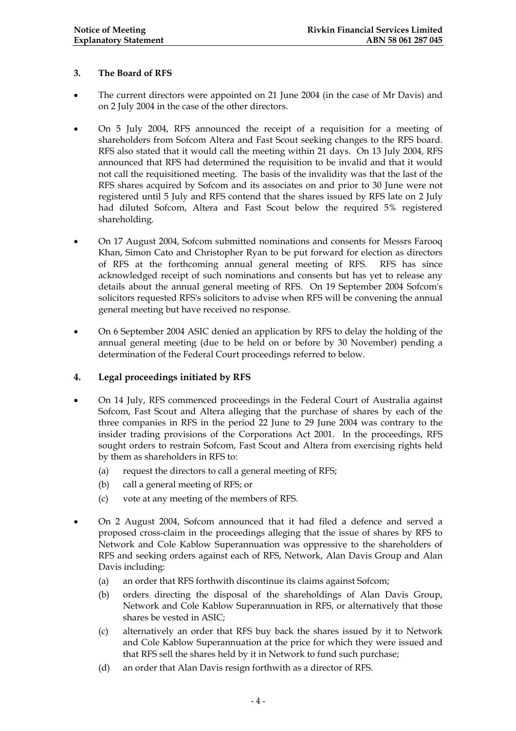## 3. The Board of RFS

- The current directors were appointed on 21 June 2004 (in the case of Mr Davis) and on 2 July 2004 in the case of the other directors.
- On 5 July 2004, RFS announced the receipt of a requisition for a meeting of shareholders from Sofcom Altera and Fast Scout seeking changes to the RFS board. RFS also stated that it would call the meeting within 21 days. On 13 July 2004, RFS announced that RFS had determined the requisition to be invalid and that it would not call the requisitioned meeting. The basis of the invalidity was that the last of the RFS shares acquired by Sofcom and its associates on and prior to 30 June were not registered until 5 July and RFS contend that the shares issued by RFS late on 2 July had diluted Sofcom, Altera and Fast Scout below the required 5% registered shareholding.
- On 17 August 2004, Sofcom submitted nominations and consents for Messrs Farooq Khan, Simon Cato and Christopher Ryan to be put forward for election as directors of RFS at the forthcoming annual general meeting of RFS. RFS has since acknowledged receipt of such nominations and consents but has yet to release any details about the annual general meeting of RFS. On 19 September 2004 Sofcom's solicitors requested RFS's solicitors to advise when RFS will be convening the annual general meeting but have received no response.
- On 6 September 2004 ASIC denied an application by RFS to delay the holding of the annual general meeting (due to be held on or before by 30 November) pending a determination of the Federal Court proceedings referred to below.

## 4. Legal proceedings initiated by RFS

- On 14 July, RFS commenced proceedings in the Federal Court of Australia against Sofcom, Fast Scout and Altera alleging that the purchase of shares by each of the three companies in RFS in the period 22 June to 29 June 2004 was contrary to the insider trading provisions of the Corporations Act 2001. In the proceedings, RFS sought orders to restrain Sofcom, Fast Scout and Altera from exercising rights held by them as shareholders in RFS to:
  - (a) request the directors to call a general meeting of RFS;
  - (b) call a general meeting of RFS; or
  - (c) vote at any meeting of the members of RFS.
- On 2 August 2004, Sofcom announced that it had filed a defence and served a proposed cross-claim in the proceedings alleging that the issue of shares by RFS to Network and Cole Kablow Superannuation was oppressive to the shareholders of RFS and seeking orders against each of RFS, Network, Alan Davis Group and Alan Davis including:
  - (a) an order that RFS forthwith discontinue its claims against Sofcom;
  - (b) orders directing the disposal of the shareholdings of Alan Davis Group, Network and Cole Kablow Superannuation in RFS, or alternatively that those shares be vested in ASIC;
  - (c) alternatively an order that RFS buy back the shares issued by it to Network and Cole Kablow Superannuation at the price for which they were issued and that RFS sell the shares held by it in Network to fund such purchase;
  - (d) an order that Alan Davis resign forthwith as a director of RFS.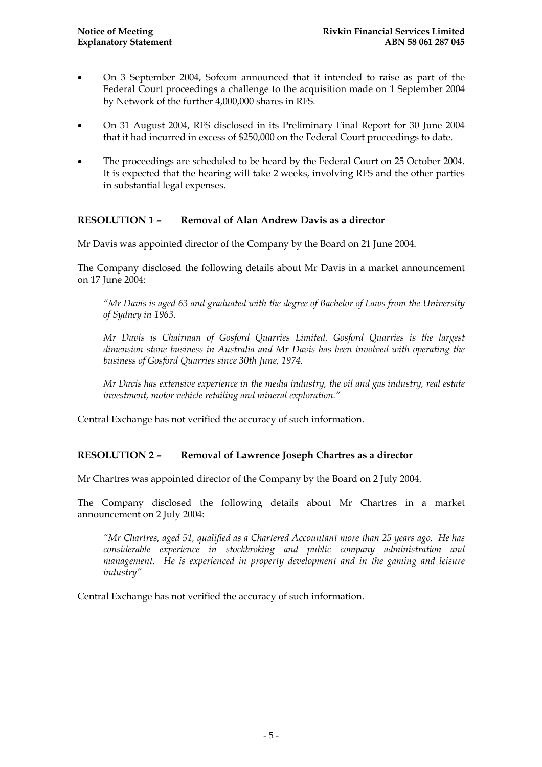- On 3 September 2004, Sofcom announced that it intended to raise as part of the Federal Court proceedings a challenge to the acquisition made on 1 September 2004 by Network of the further 4,000,000 shares in RFS.
- On 31 August 2004, RFS disclosed in its Preliminary Final Report for 30 June 2004 that it had incurred in excess of $250,000 on the Federal Court proceedings to date.
- The proceedings are scheduled to be heard by the Federal Court on 25 October 2004. It is expected that the hearing will take 2 weeks, involving RFS and the other parties in substantial legal expenses.

## RESOLUTION 1 – Removal of Alan Andrew Davis as a director

Mr Davis was appointed director of the Company by the Board on 21 June 2004.

The Company disclosed the following details about Mr Davis in a market announcement on 17 June 2004:

> *"Mr Davis is aged 63 and graduated with the degree of Bachelor of Laws from the University of Sydney in 1963.*
>
> *Mr Davis is Chairman of Gosford Quarries Limited. Gosford Quarries is the largest dimension stone business in Australia and Mr Davis has been involved with operating the business of Gosford Quarries since 30th June, 1974.*
>
> *Mr Davis has extensive experience in the media industry, the oil and gas industry, real estate investment, motor vehicle retailing and mineral exploration."*

Central Exchange has not verified the accuracy of such information.

## RESOLUTION 2 – Removal of Lawrence Joseph Chartres as a director

Mr Chartres was appointed director of the Company by the Board on 2 July 2004.

The Company disclosed the following details about Mr Chartres in a market announcement on 2 July 2004:

> *"Mr Chartres, aged 51, qualified as a Chartered Accountant more than 25 years ago. He has considerable experience in stockbroking and public company administration and management. He is experienced in property development and in the gaming and leisure industry"*

Central Exchange has not verified the accuracy of such information.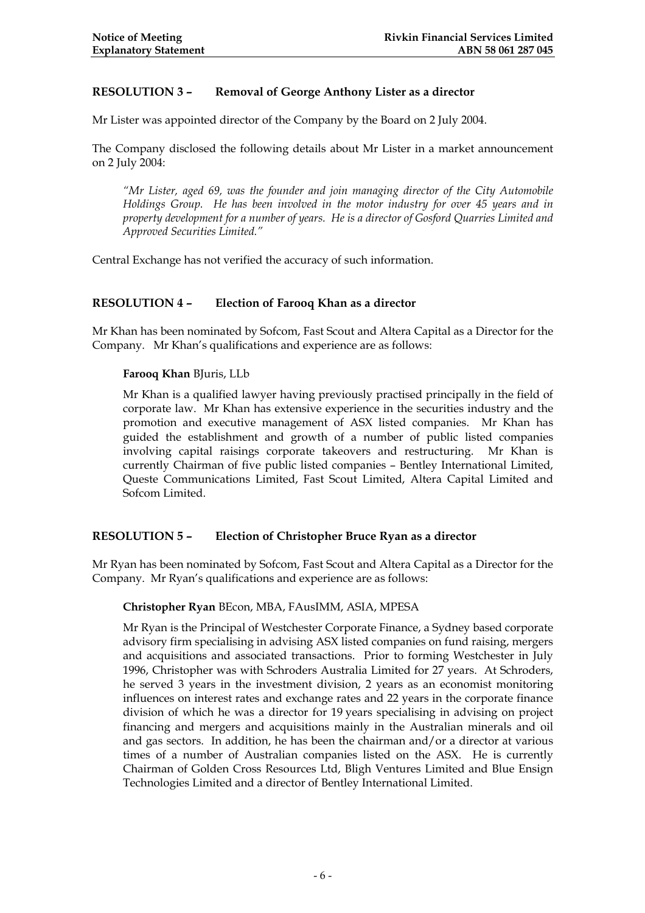## RESOLUTION 3 – Removal of George Anthony Lister as a director

Mr Lister was appointed director of the Company by the Board on 2 July 2004.

The Company disclosed the following details about Mr Lister in a market announcement on 2 July 2004:

> *"Mr Lister, aged 69, was the founder and join managing director of the City Automobile Holdings Group. He has been involved in the motor industry for over 45 years and in property development for a number of years. He is a director of Gosford Quarries Limited and Approved Securities Limited."*

Central Exchange has not verified the accuracy of such information.

## RESOLUTION 4 – Election of Farooq Khan as a director

Mr Khan has been nominated by Sofcom, Fast Scout and Altera Capital as a Director for the Company. Mr Khan's qualifications and experience are as follows:

**Farooq Khan** BJuris, LLb

Mr Khan is a qualified lawyer having previously practised principally in the field of corporate law. Mr Khan has extensive experience in the securities industry and the promotion and executive management of ASX listed companies. Mr Khan has guided the establishment and growth of a number of public listed companies involving capital raisings corporate takeovers and restructuring. Mr Khan is currently Chairman of five public listed companies – Bentley International Limited, Queste Communications Limited, Fast Scout Limited, Altera Capital Limited and Sofcom Limited.

## RESOLUTION 5 – Election of Christopher Bruce Ryan as a director

Mr Ryan has been nominated by Sofcom, Fast Scout and Altera Capital as a Director for the Company. Mr Ryan's qualifications and experience are as follows:

**Christopher Ryan** BEcon, MBA, FAusIMM, ASIA, MPESA

Mr Ryan is the Principal of Westchester Corporate Finance, a Sydney based corporate advisory firm specialising in advising ASX listed companies on fund raising, mergers and acquisitions and associated transactions. Prior to forming Westchester in July 1996, Christopher was with Schroders Australia Limited for 27 years. At Schroders, he served 3 years in the investment division, 2 years as an economist monitoring influences on interest rates and exchange rates and 22 years in the corporate finance division of which he was a director for 19 years specialising in advising on project financing and mergers and acquisitions mainly in the Australian minerals and oil and gas sectors. In addition, he has been the chairman and/or a director at various times of a number of Australian companies listed on the ASX. He is currently Chairman of Golden Cross Resources Ltd, Bligh Ventures Limited and Blue Ensign Technologies Limited and a director of Bentley International Limited.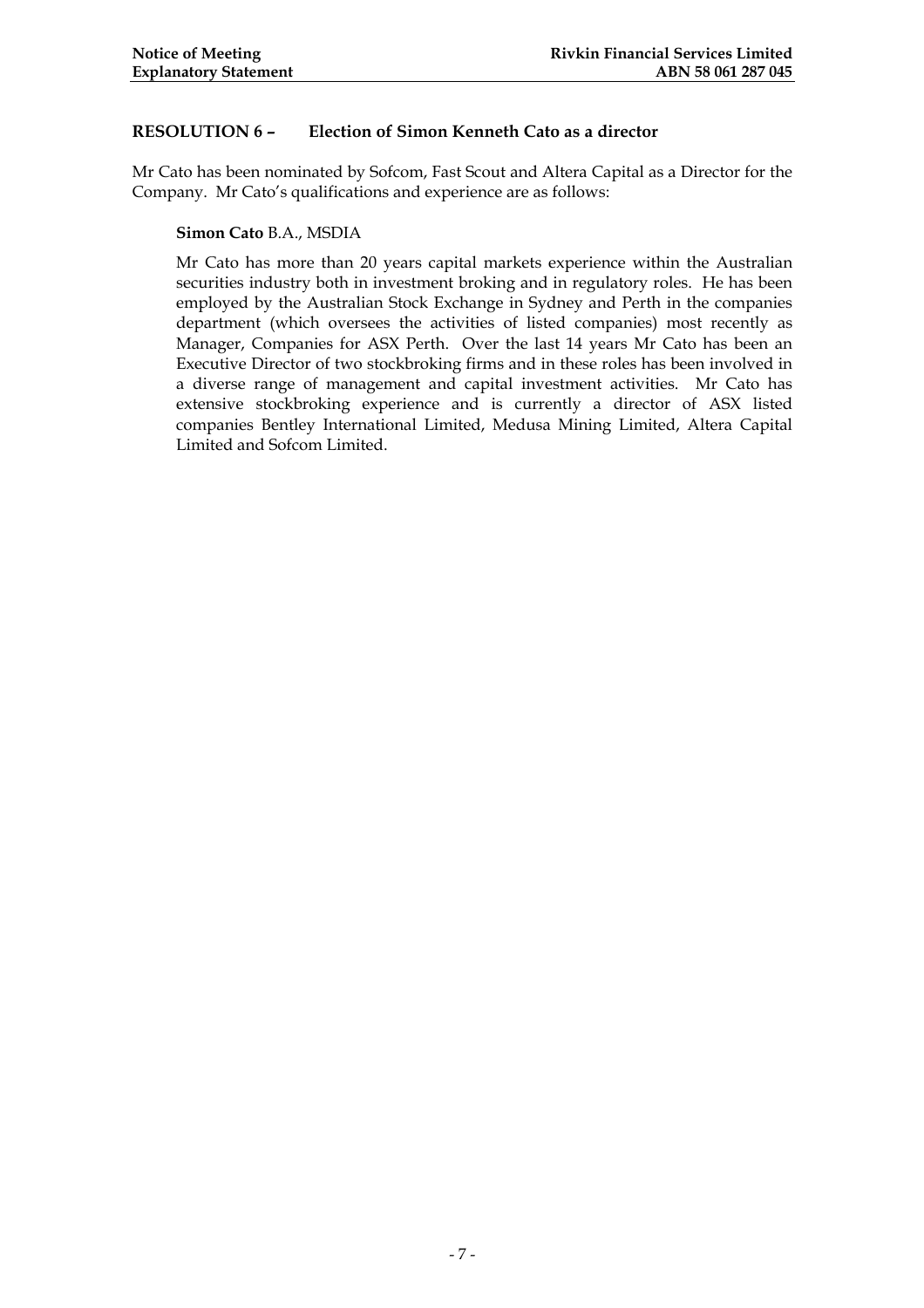### RESOLUTION 6 – Election of Simon Kenneth Cato as a director

Mr Cato has been nominated by Sofcom, Fast Scout and Altera Capital as a Director for the Company. Mr Cato's qualifications and experience are as follows:

**Simon Cato** B.A., MSDIA

Mr Cato has more than 20 years capital markets experience within the Australian securities industry both in investment broking and in regulatory roles. He has been employed by the Australian Stock Exchange in Sydney and Perth in the companies department (which oversees the activities of listed companies) most recently as Manager, Companies for ASX Perth. Over the last 14 years Mr Cato has been an Executive Director of two stockbroking firms and in these roles has been involved in a diverse range of management and capital investment activities. Mr Cato has extensive stockbroking experience and is currently a director of ASX listed companies Bentley International Limited, Medusa Mining Limited, Altera Capital Limited and Sofcom Limited.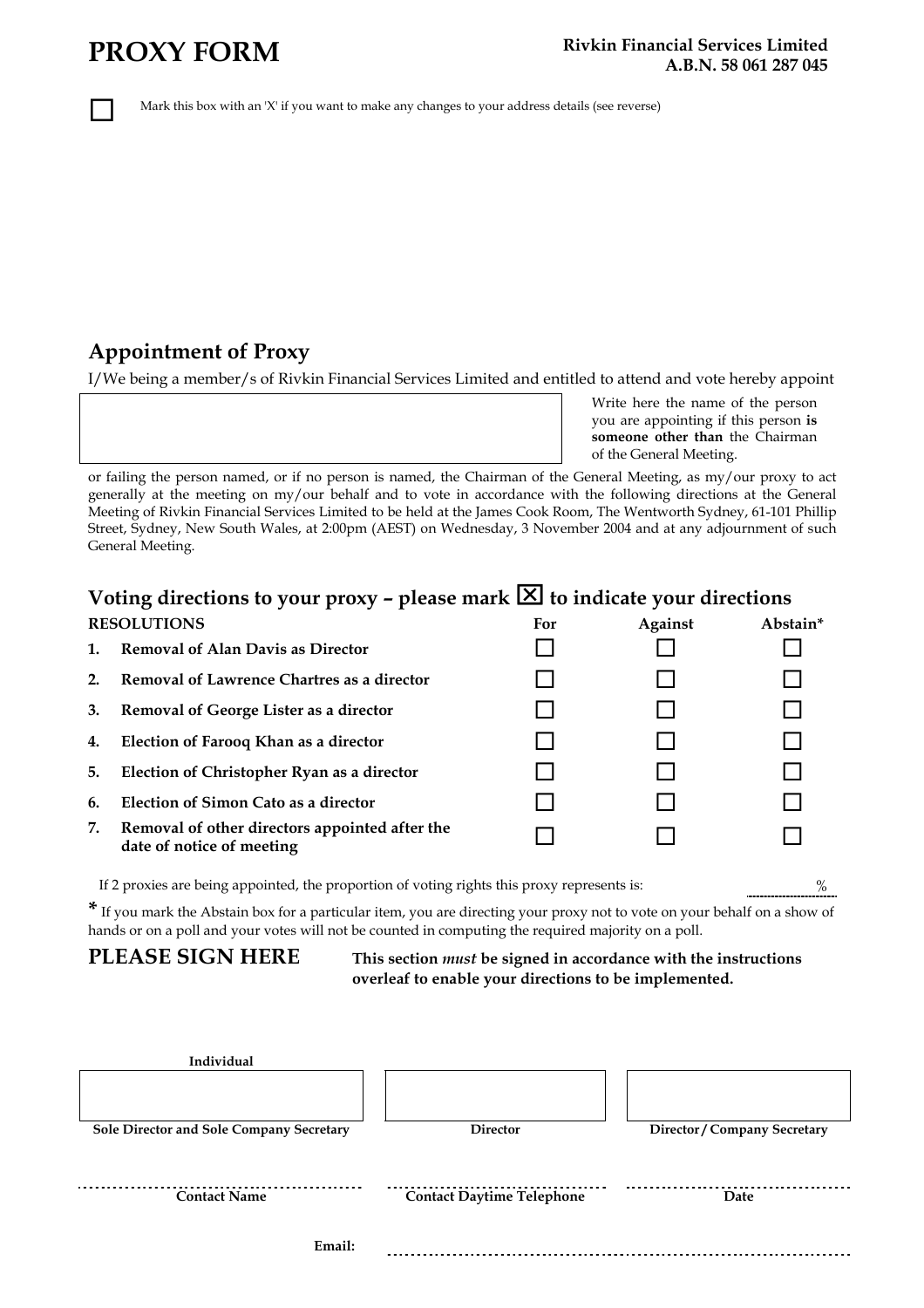# PROXY FORM

**Rivkin Financial Services Limited**
**A.B.N. 58 061 287 045**

☐ Mark this box with an 'X' if you want to make any changes to your address details (see reverse)

## Appointment of Proxy

I/We being a member/s of Rivkin Financial Services Limited and entitled to attend and vote hereby appoint

| |
|---|
| |

Write here the name of the person you are appointing if this person **is someone other than** the Chairman of the General Meeting.

or failing the person named, or if no person is named, the Chairman of the General Meeting, as my/our proxy to act generally at the meeting on my/our behalf and to vote in accordance with the following directions at the General Meeting of Rivkin Financial Services Limited to be held at the James Cook Room, The Wentworth Sydney, 61-101 Phillip Street, Sydney, New South Wales, at 2:00pm (AEST) on Wednesday, 3 November 2004 and at any adjournment of such General Meeting.

## Voting directions to your proxy – please mark ☒ to indicate your directions

| **RESOLUTIONS** | **For** | **Against** | **Abstain*** |
|---|---|---|---|
| **1. Removal of Alan Davis as Director** | ☐ | ☐ | ☐ |
| **2. Removal of Lawrence Chartres as a director** | ☐ | ☐ | ☐ |
| **3. Removal of George Lister as a director** | ☐ | ☐ | ☐ |
| **4. Election of Farooq Khan as a director** | ☐ | ☐ | ☐ |
| **5. Election of Christopher Ryan as a director** | ☐ | ☐ | ☐ |
| **6. Election of Simon Cato as a director** | ☐ | ☐ | ☐ |
| **7. Removal of other directors appointed after the date of notice of meeting** | ☐ | ☐ | ☐ |

If 2 proxies are being appointed, the proportion of voting rights this proxy represents is: ............ %

**\*** If you mark the Abstain box for a particular item, you are directing your proxy not to vote on your behalf on a show of hands or on a poll and your votes will not be counted in computing the required majority on a poll.

## PLEASE SIGN HERE

**This section *must* be signed in accordance with the instructions overleaf to enable your directions to be implemented.**

| **Individual** | | |
|---|---|---|
| | | |
| **Sole Director and Sole Company Secretary** | **Director** | **Director / Company Secretary** |

| ............................ | ............................ | ............................ |
|---|---|---|
| **Contact Name** | **Contact Daytime Telephone** | **Date** |

**Email:** ............................................................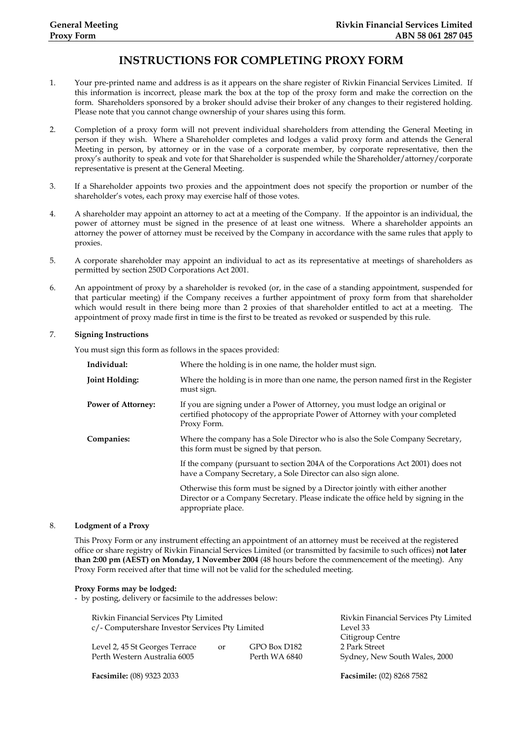# INSTRUCTIONS FOR COMPLETING PROXY FORM

1. Your pre-printed name and address is as it appears on the share register of Rivkin Financial Services Limited. If this information is incorrect, please mark the box at the top of the proxy form and make the correction on the form. Shareholders sponsored by a broker should advise their broker of any changes to their registered holding. Please note that you cannot change ownership of your shares using this form.

2. Completion of a proxy form will not prevent individual shareholders from attending the General Meeting in person if they wish. Where a Shareholder completes and lodges a valid proxy form and attends the General Meeting in person, by attorney or in the vase of a corporate member, by corporate representative, then the proxy's authority to speak and vote for that Shareholder is suspended while the Shareholder/attorney/corporate representative is present at the General Meeting.

3. If a Shareholder appoints two proxies and the appointment does not specify the proportion or number of the shareholder's votes, each proxy may exercise half of those votes.

4. A shareholder may appoint an attorney to act at a meeting of the Company. If the appointor is an individual, the power of attorney must be signed in the presence of at least one witness. Where a shareholder appoints an attorney the power of attorney must be received by the Company in accordance with the same rules that apply to proxies.

5. A corporate shareholder may appoint an individual to act as its representative at meetings of shareholders as permitted by section 250D Corporations Act 2001.

6. An appointment of proxy by a shareholder is revoked (or, in the case of a standing appointment, suspended for that particular meeting) if the Company receives a further appointment of proxy form from that shareholder which would result in there being more than 2 proxies of that shareholder entitled to act at a meeting. The appointment of proxy made first in time is the first to be treated as revoked or suspended by this rule.

7. **Signing Instructions**

   You must sign this form as follows in the spaces provided:

| | |
|---|---|
| **Individual:** | Where the holding is in one name, the holder must sign. |
| **Joint Holding:** | Where the holding is in more than one name, the person named first in the Register must sign. |
| **Power of Attorney:** | If you are signing under a Power of Attorney, you must lodge an original or certified photocopy of the appropriate Power of Attorney with your completed Proxy Form. |
| **Companies:** | Where the company has a Sole Director who is also the Sole Company Secretary, this form must be signed by that person. |
| | If the company (pursuant to section 204A of the Corporations Act 2001) does not have a Company Secretary, a Sole Director can also sign alone. |
| | Otherwise this form must be signed by a Director jointly with either another Director or a Company Secretary. Please indicate the office held by signing in the appropriate place. |

8. **Lodgment of a Proxy**

   This Proxy Form or any instrument effecting an appointment of an attorney must be received at the registered office or share registry of Rivkin Financial Services Limited (or transmitted by facsimile to such offices) **not later than 2:00 pm (AEST) on Monday, 1 November 2004** (48 hours before the commencement of the meeting). Any Proxy Form received after that time will not be valid for the scheduled meeting.

**Proxy Forms may be lodged:**

- by posting, delivery or facsimile to the addresses below:

Rivkin Financial Services Pty Limited
c/- Computershare Investor Services Pty Limited

Level 2, 45 St Georges Terrace
Perth Western Australia 6005

or

GPO Box D182
Perth WA 6840

**Facsimile:** (08) 9323 2033

Rivkin Financial Services Pty Limited
Level 33
Citigroup Centre
2 Park Street
Sydney, New South Wales, 2000

**Facsimile:** (02) 8268 7582